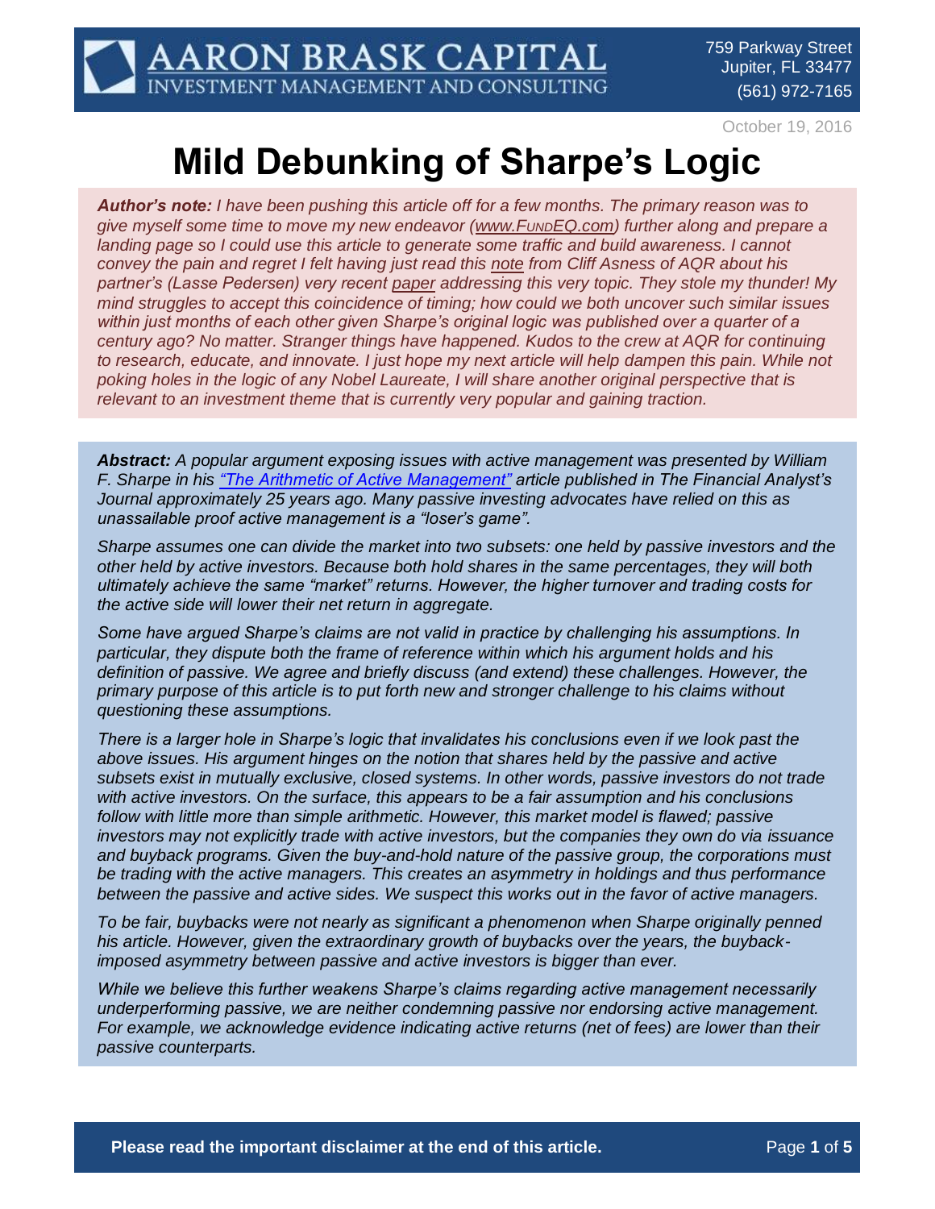AARON BRASK CAPITAL
INVESTMENT MANAGEMENT AND CONSULTING

759 Parkway Street
Jupiter, FL 33477
(561) 972-7165

October 19, 2016

# Mild Debunking of Sharpe's Logic

***Author's note:*** *I have been pushing this article off for a few months. The primary reason was to give myself some time to move my new endeavor (www.FundEQ.com) further along and prepare a landing page so I could use this article to generate some traffic and build awareness. I cannot convey the pain and regret I felt having just read this note from Cliff Asness of AQR about his partner's (Lasse Pedersen) very recent paper addressing this very topic. They stole my thunder! My mind struggles to accept this coincidence of timing; how could we both uncover such similar issues within just months of each other given Sharpe's original logic was published over a quarter of a century ago? No matter. Stranger things have happened. Kudos to the crew at AQR for continuing to research, educate, and innovate. I just hope my next article will help dampen this pain. While not poking holes in the logic of any Nobel Laureate, I will share another original perspective that is relevant to an investment theme that is currently very popular and gaining traction.*

***Abstract:*** *A popular argument exposing issues with active management was presented by William F. Sharpe in his "The Arithmetic of Active Management" article published in The Financial Analyst's Journal approximately 25 years ago. Many passive investing advocates have relied on this as unassailable proof active management is a "loser's game".*

*Sharpe assumes one can divide the market into two subsets: one held by passive investors and the other held by active investors. Because both hold shares in the same percentages, they will both ultimately achieve the same "market" returns. However, the higher turnover and trading costs for the active side will lower their net return in aggregate.*

*Some have argued Sharpe's claims are not valid in practice by challenging his assumptions. In particular, they dispute both the frame of reference within which his argument holds and his definition of passive. We agree and briefly discuss (and extend) these challenges. However, the primary purpose of this article is to put forth new and stronger challenge to his claims without questioning these assumptions.*

*There is a larger hole in Sharpe's logic that invalidates his conclusions even if we look past the above issues. His argument hinges on the notion that shares held by the passive and active subsets exist in mutually exclusive, closed systems. In other words, passive investors do not trade with active investors. On the surface, this appears to be a fair assumption and his conclusions follow with little more than simple arithmetic. However, this market model is flawed; passive investors may not explicitly trade with active investors, but the companies they own do via issuance and buyback programs. Given the buy-and-hold nature of the passive group, the corporations must be trading with the active managers. This creates an asymmetry in holdings and thus performance between the passive and active sides. We suspect this works out in the favor of active managers.*

*To be fair, buybacks were not nearly as significant a phenomenon when Sharpe originally penned his article. However, given the extraordinary growth of buybacks over the years, the buyback-imposed asymmetry between passive and active investors is bigger than ever.*

*While we believe this further weakens Sharpe's claims regarding active management necessarily underperforming passive, we are neither condemning passive nor endorsing active management. For example, we acknowledge evidence indicating active returns (net of fees) are lower than their passive counterparts.*

**Please read the important disclaimer at the end of this article.**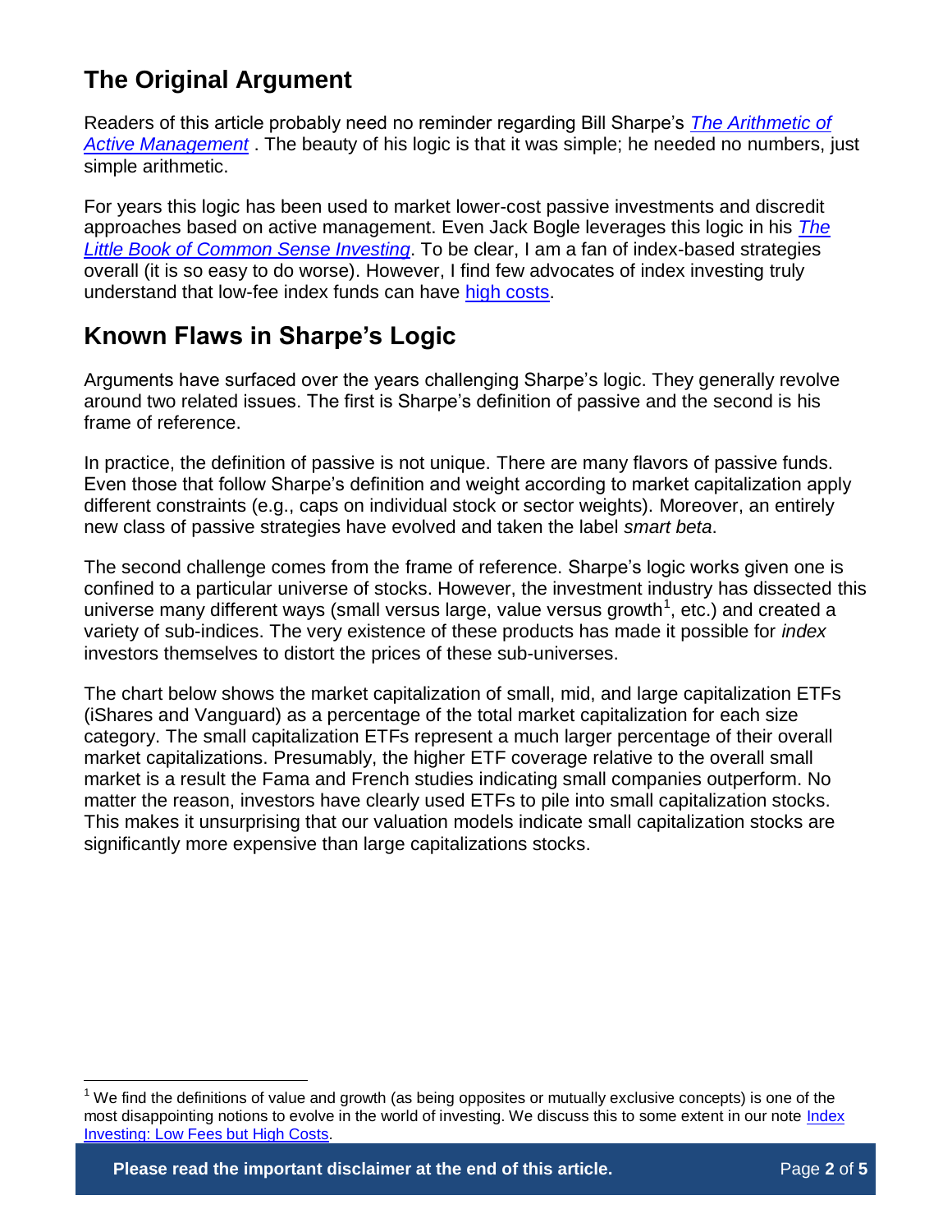## The Original Argument

Readers of this article probably need no reminder regarding Bill Sharpe's *The Arithmetic of Active Management* . The beauty of his logic is that it was simple; he needed no numbers, just simple arithmetic.

For years this logic has been used to market lower-cost passive investments and discredit approaches based on active management. Even Jack Bogle leverages this logic in his *The Little Book of Common Sense Investing*. To be clear, I am a fan of index-based strategies overall (it is so easy to do worse). However, I find few advocates of index investing truly understand that low-fee index funds can have high costs.

## Known Flaws in Sharpe's Logic

Arguments have surfaced over the years challenging Sharpe's logic. They generally revolve around two related issues. The first is Sharpe's definition of passive and the second is his frame of reference.

In practice, the definition of passive is not unique. There are many flavors of passive funds. Even those that follow Sharpe's definition and weight according to market capitalization apply different constraints (e.g., caps on individual stock or sector weights). Moreover, an entirely new class of passive strategies have evolved and taken the label *smart beta*.

The second challenge comes from the frame of reference. Sharpe's logic works given one is confined to a particular universe of stocks. However, the investment industry has dissected this universe many different ways (small versus large, value versus growth[1], etc.) and created a variety of sub-indices. The very existence of these products has made it possible for *index* investors themselves to distort the prices of these sub-universes.

The chart below shows the market capitalization of small, mid, and large capitalization ETFs (iShares and Vanguard) as a percentage of the total market capitalization for each size category. The small capitalization ETFs represent a much larger percentage of their overall market capitalizations. Presumably, the higher ETF coverage relative to the overall small market is a result the Fama and French studies indicating small companies outperform. No matter the reason, investors have clearly used ETFs to pile into small capitalization stocks. This makes it unsurprising that our valuation models indicate small capitalization stocks are significantly more expensive than large capitalizations stocks.

[1] We find the definitions of value and growth (as being opposites or mutually exclusive concepts) is one of the most disappointing notions to evolve in the world of investing. We discuss this to some extent in our note Index Investing: Low Fees but High Costs.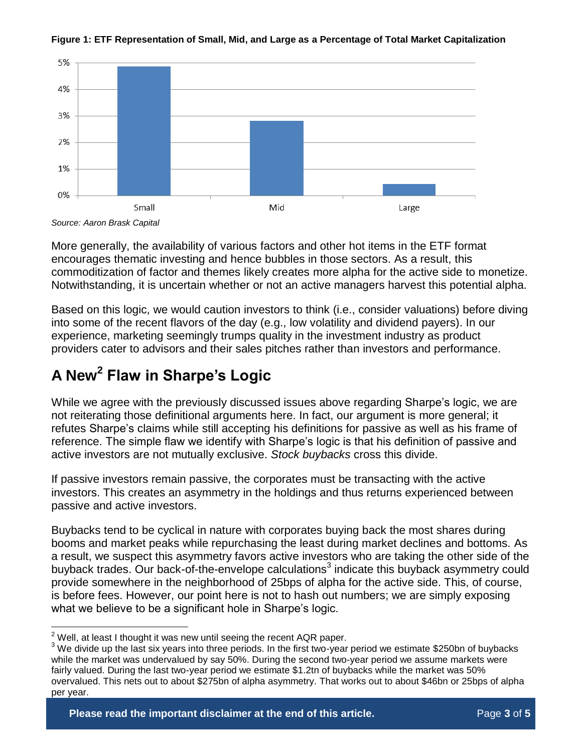**Figure 1: ETF Representation of Small, Mid, and Large as a Percentage of Total Market Capitalization**

*Source: Aaron Brask Capital*

More generally, the availability of various factors and other hot items in the ETF format encourages thematic investing and hence bubbles in those sectors. As a result, this commoditization of factor and themes likely creates more alpha for the active side to monetize. Notwithstanding, it is uncertain whether or not an active managers harvest this potential alpha.

Based on this logic, we would caution investors to think (i.e., consider valuations) before diving into some of the recent flavors of the day (e.g., low volatility and dividend payers). In our experience, marketing seemingly trumps quality in the investment industry as product providers cater to advisors and their sales pitches rather than investors and performance.

## A New[2] Flaw in Sharpe's Logic

While we agree with the previously discussed issues above regarding Sharpe's logic, we are not reiterating those definitional arguments here. In fact, our argument is more general; it refutes Sharpe's claims while still accepting his definitions for passive as well as his frame of reference. The simple flaw we identify with Sharpe's logic is that his definition of passive and active investors are not mutually exclusive. *Stock buybacks* cross this divide.

If passive investors remain passive, the corporates must be transacting with the active investors. This creates an asymmetry in the holdings and thus returns experienced between passive and active investors.

Buybacks tend to be cyclical in nature with corporates buying back the most shares during booms and market peaks while repurchasing the least during market declines and bottoms. As a result, we suspect this asymmetry favors active investors who are taking the other side of the buyback trades. Our back-of-the-envelope calculations[3] indicate this buyback asymmetry could provide somewhere in the neighborhood of 25bps of alpha for the active side. This, of course, is before fees. However, our point here is not to hash out numbers; we are simply exposing what we believe to be a significant hole in Sharpe's logic.

---

[2] Well, at least I thought it was new until seeing the recent AQR paper.

[3] We divide up the last six years into three periods. In the first two-year period we estimate $250bn of buybacks while the market was undervalued by say 50%. During the second two-year period we assume markets were fairly valued. During the last two-year period we estimate $1.2tn of buybacks while the market was 50% overvalued. This nets out to about $275bn of alpha asymmetry. That works out to about $46bn or 25bps of alpha per year.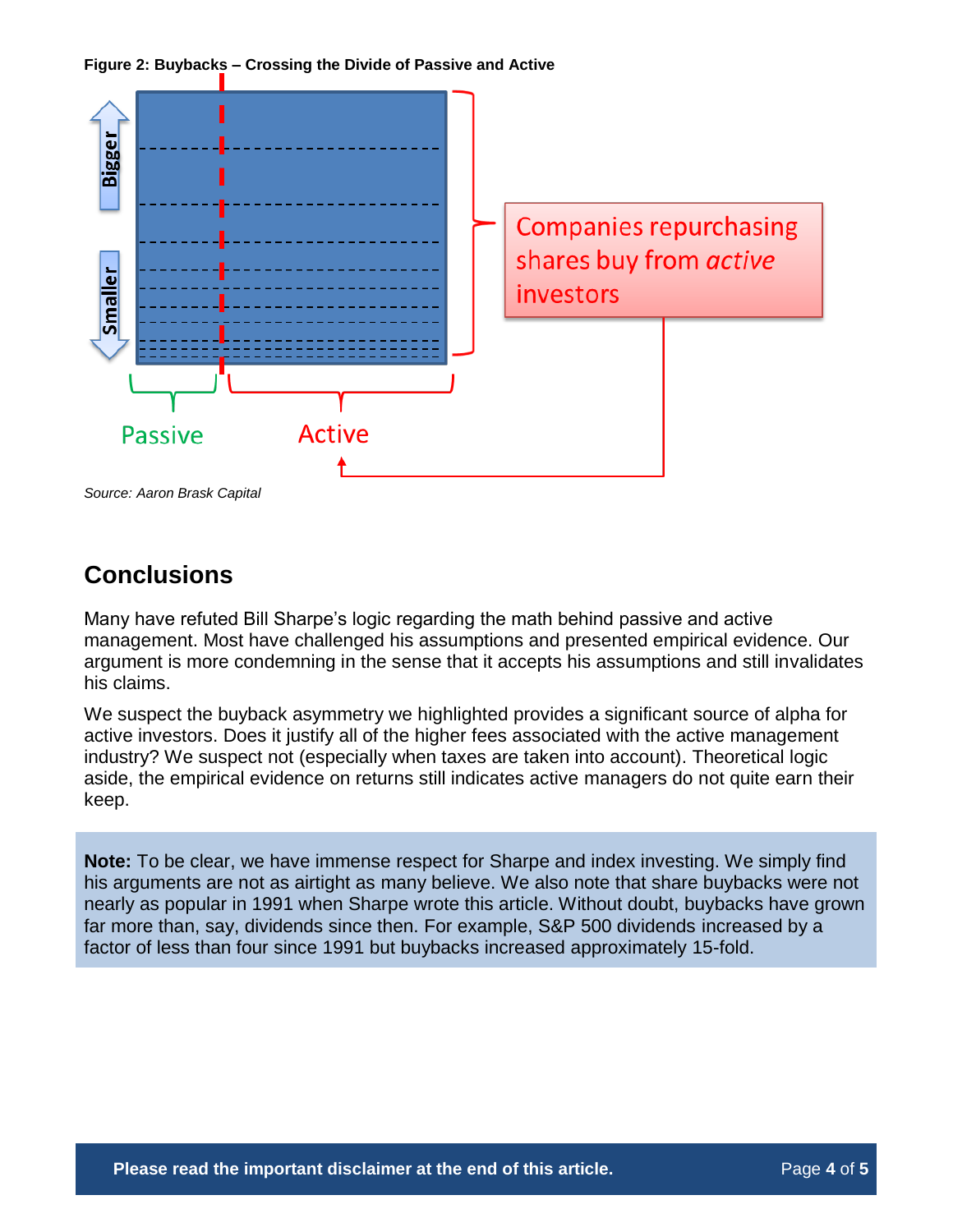**Figure 2: Buybacks – Crossing the Divide of Passive and Active**

Bigger

Smaller

Companies repurchasing shares buy from *active* investors

Passive

Active

*Source: Aaron Brask Capital*

## Conclusions

Many have refuted Bill Sharpe's logic regarding the math behind passive and active management. Most have challenged his assumptions and presented empirical evidence. Our argument is more condemning in the sense that it accepts his assumptions and still invalidates his claims.

We suspect the buyback asymmetry we highlighted provides a significant source of alpha for active investors. Does it justify all of the higher fees associated with the active management industry? We suspect not (especially when taxes are taken into account). Theoretical logic aside, the empirical evidence on returns still indicates active managers do not quite earn their keep.

**Note:** To be clear, we have immense respect for Sharpe and index investing. We simply find his arguments are not as airtight as many believe. We also note that share buybacks were not nearly as popular in 1991 when Sharpe wrote this article. Without doubt, buybacks have grown far more than, say, dividends since then. For example, S&P 500 dividends increased by a factor of less than four since 1991 but buybacks increased approximately 15-fold.

**Please read the important disclaimer at the end of this article.**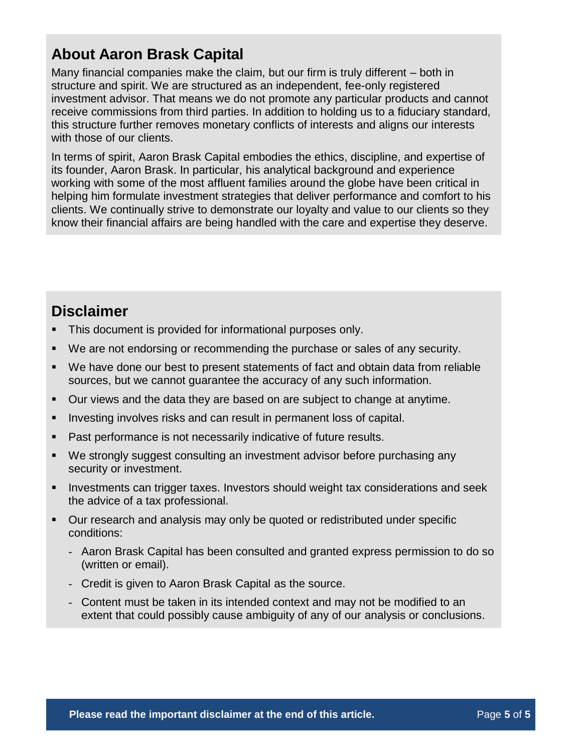## About Aaron Brask Capital

Many financial companies make the claim, but our firm is truly different – both in structure and spirit. We are structured as an independent, fee-only registered investment advisor. That means we do not promote any particular products and cannot receive commissions from third parties. In addition to holding us to a fiduciary standard, this structure further removes monetary conflicts of interests and aligns our interests with those of our clients.

In terms of spirit, Aaron Brask Capital embodies the ethics, discipline, and expertise of its founder, Aaron Brask. In particular, his analytical background and experience working with some of the most affluent families around the globe have been critical in helping him formulate investment strategies that deliver performance and comfort to his clients. We continually strive to demonstrate our loyalty and value to our clients so they know their financial affairs are being handled with the care and expertise they deserve.

## Disclaimer

- This document is provided for informational purposes only.
- We are not endorsing or recommending the purchase or sales of any security.
- We have done our best to present statements of fact and obtain data from reliable sources, but we cannot guarantee the accuracy of any such information.
- Our views and the data they are based on are subject to change at anytime.
- Investing involves risks and can result in permanent loss of capital.
- Past performance is not necessarily indicative of future results.
- We strongly suggest consulting an investment advisor before purchasing any security or investment.
- Investments can trigger taxes. Investors should weight tax considerations and seek the advice of a tax professional.
- Our research and analysis may only be quoted or redistributed under specific conditions:
  - Aaron Brask Capital has been consulted and granted express permission to do so (written or email).
  - Credit is given to Aaron Brask Capital as the source.
  - Content must be taken in its intended context and may not be modified to an extent that could possibly cause ambiguity of any of our analysis or conclusions.